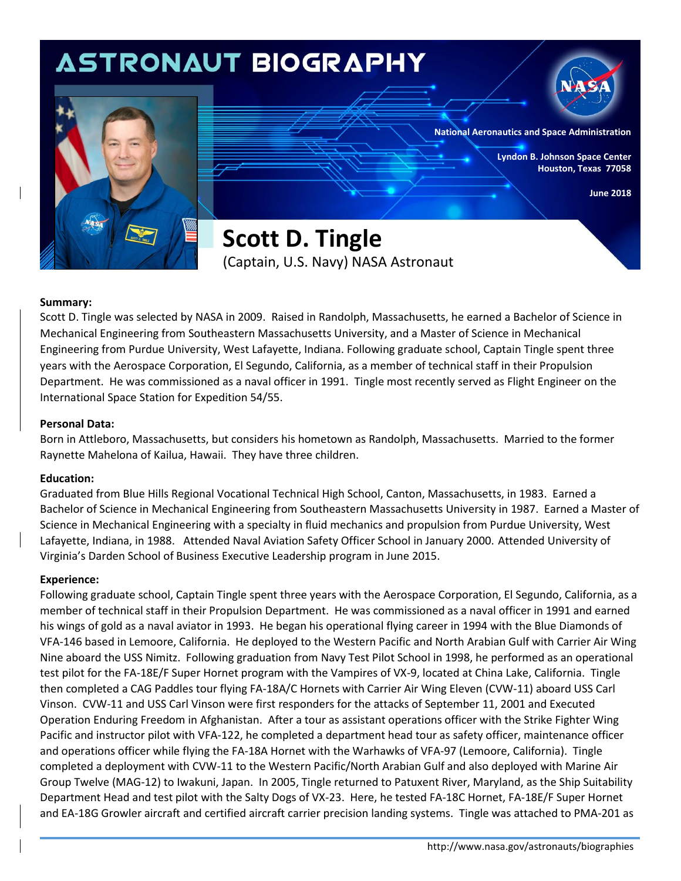# ASTRONAUT BIOGRAPHY

National Aeronautics and Space Administration

Lyndon B. Johnson Space Center
Houston, Texas 77058

June 2018

## Scott D. Tingle

(Captain, U.S. Navy) NASA Astronaut

**Summary:**

Scott D. Tingle was selected by NASA in 2009. Raised in Randolph, Massachusetts, he earned a Bachelor of Science in Mechanical Engineering from Southeastern Massachusetts University, and a Master of Science in Mechanical Engineering from Purdue University, West Lafayette, Indiana. Following graduate school, Captain Tingle spent three years with the Aerospace Corporation, El Segundo, California, as a member of technical staff in their Propulsion Department. He was commissioned as a naval officer in 1991. Tingle most recently served as Flight Engineer on the International Space Station for Expedition 54/55.

**Personal Data:**

Born in Attleboro, Massachusetts, but considers his hometown as Randolph, Massachusetts. Married to the former Raynette Mahelona of Kailua, Hawaii. They have three children.

**Education:**

Graduated from Blue Hills Regional Vocational Technical High School, Canton, Massachusetts, in 1983. Earned a Bachelor of Science in Mechanical Engineering from Southeastern Massachusetts University in 1987. Earned a Master of Science in Mechanical Engineering with a specialty in fluid mechanics and propulsion from Purdue University, West Lafayette, Indiana, in 1988. Attended Naval Aviation Safety Officer School in January 2000. Attended University of Virginia's Darden School of Business Executive Leadership program in June 2015.

**Experience:**

Following graduate school, Captain Tingle spent three years with the Aerospace Corporation, El Segundo, California, as a member of technical staff in their Propulsion Department. He was commissioned as a naval officer in 1991 and earned his wings of gold as a naval aviator in 1993. He began his operational flying career in 1994 with the Blue Diamonds of VFA-146 based in Lemoore, California. He deployed to the Western Pacific and North Arabian Gulf with Carrier Air Wing Nine aboard the USS Nimitz. Following graduation from Navy Test Pilot School in 1998, he performed as an operational test pilot for the FA-18E/F Super Hornet program with the Vampires of VX-9, located at China Lake, California. Tingle then completed a CAG Paddles tour flying FA-18A/C Hornets with Carrier Air Wing Eleven (CVW-11) aboard USS Carl Vinson. CVW-11 and USS Carl Vinson were first responders for the attacks of September 11, 2001 and Executed Operation Enduring Freedom in Afghanistan. After a tour as assistant operations officer with the Strike Fighter Wing Pacific and instructor pilot with VFA-122, he completed a department head tour as safety officer, maintenance officer and operations officer while flying the FA-18A Hornet with the Warhawks of VFA-97 (Lemoore, California). Tingle completed a deployment with CVW-11 to the Western Pacific/North Arabian Gulf and also deployed with Marine Air Group Twelve (MAG-12) to Iwakuni, Japan. In 2005, Tingle returned to Patuxent River, Maryland, as the Ship Suitability Department Head and test pilot with the Salty Dogs of VX-23. Here, he tested FA-18C Hornet, FA-18E/F Super Hornet and EA-18G Growler aircraft and certified aircraft carrier precision landing systems. Tingle was attached to PMA-201 as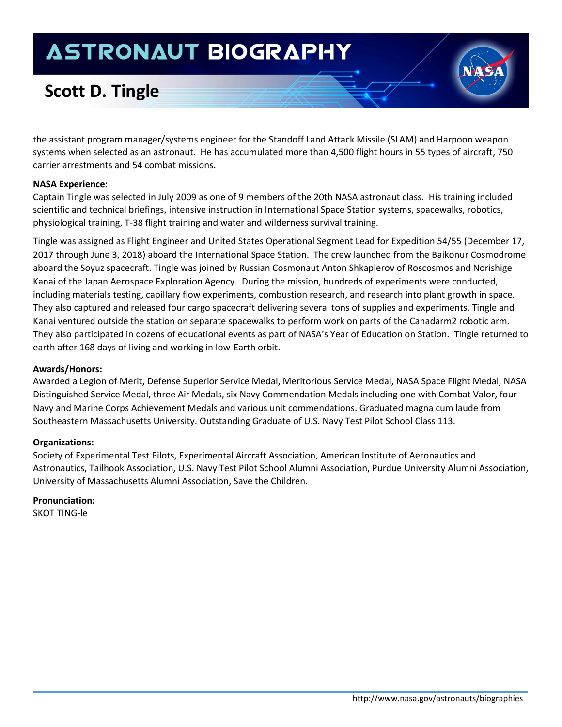the assistant program manager/systems engineer for the Standoff Land Attack Missile (SLAM) and Harpoon weapon systems when selected as an astronaut. He has accumulated more than 4,500 flight hours in 55 types of aircraft, 750 carrier arrestments and 54 combat missions.

**NASA Experience:**
Captain Tingle was selected in July 2009 as one of 9 members of the 20th NASA astronaut class. His training included scientific and technical briefings, intensive instruction in International Space Station systems, spacewalks, robotics, physiological training, T-38 flight training and water and wilderness survival training.

Tingle was assigned as Flight Engineer and United States Operational Segment Lead for Expedition 54/55 (December 17, 2017 through June 3, 2018) aboard the International Space Station. The crew launched from the Baikonur Cosmodrome aboard the Soyuz spacecraft. Tingle was joined by Russian Cosmonaut Anton Shkaplerov of Roscosmos and Norishige Kanai of the Japan Aerospace Exploration Agency. During the mission, hundreds of experiments were conducted, including materials testing, capillary flow experiments, combustion research, and research into plant growth in space. They also captured and released four cargo spacecraft delivering several tons of supplies and experiments. Tingle and Kanai ventured outside the station on separate spacewalks to perform work on parts of the Canadarm2 robotic arm. They also participated in dozens of educational events as part of NASA's Year of Education on Station. Tingle returned to earth after 168 days of living and working in low-Earth orbit.

**Awards/Honors:**
Awarded a Legion of Merit, Defense Superior Service Medal, Meritorious Service Medal, NASA Space Flight Medal, NASA Distinguished Service Medal, three Air Medals, six Navy Commendation Medals including one with Combat Valor, four Navy and Marine Corps Achievement Medals and various unit commendations. Graduated magna cum laude from Southeastern Massachusetts University. Outstanding Graduate of U.S. Navy Test Pilot School Class 113.

**Organizations:**
Society of Experimental Test Pilots, Experimental Aircraft Association, American Institute of Aeronautics and Astronautics, Tailhook Association, U.S. Navy Test Pilot School Alumni Association, Purdue University Alumni Association, University of Massachusetts Alumni Association, Save the Children.

**Pronunciation:**
SKOT TING-le